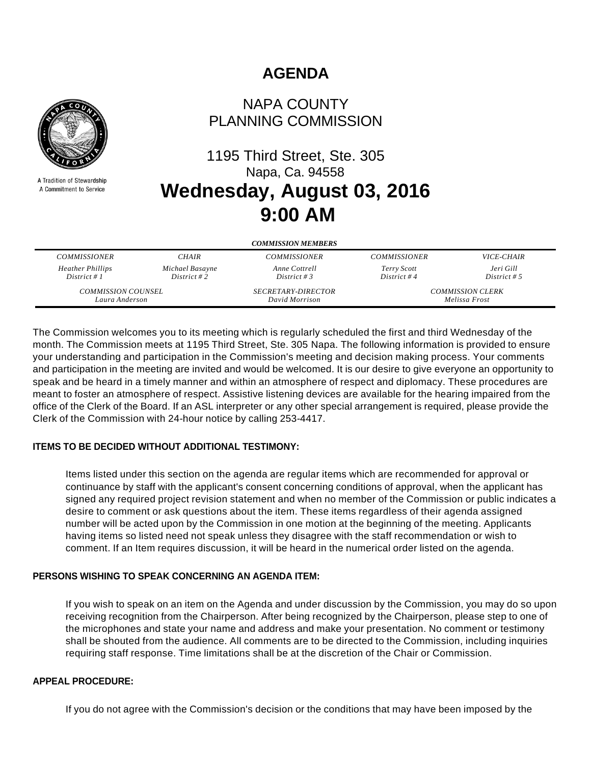# AGENDA

## NAPA COUNTY PLANNING COMMISSION

1195 Third Street, Ste. 305
Napa, Ca. 94558

## Wednesday, August 03, 2016
## 9:00 AM

A Tradition of Stewardship
A Commitment to Service

***COMMISSION MEMBERS***

| *COMMISSIONER* | *CHAIR* | *COMMISSIONER* | *COMMISSIONER* | *VICE-CHAIR* |
|---|---|---|---|---|
| *Heather Phillips District # 1* | *Michael Basayne District # 2* | *Anne Cottrell District # 3* | *Terry Scott District # 4* | *Jeri Gill District # 5* |

| *COMMISSION COUNSEL* | *SECRETARY-DIRECTOR* | *COMMISSION CLERK* |
|---|---|---|
| *Laura Anderson* | *David Morrison* | *Melissa Frost* |

The Commission welcomes you to its meeting which is regularly scheduled the first and third Wednesday of the month. The Commission meets at 1195 Third Street, Ste. 305 Napa. The following information is provided to ensure your understanding and participation in the Commission's meeting and decision making process. Your comments and participation in the meeting are invited and would be welcomed. It is our desire to give everyone an opportunity to speak and be heard in a timely manner and within an atmosphere of respect and diplomacy. These procedures are meant to foster an atmosphere of respect. Assistive listening devices are available for the hearing impaired from the office of the Clerk of the Board. If an ASL interpreter or any other special arrangement is required, please provide the Clerk of the Commission with 24-hour notice by calling 253-4417.

**ITEMS TO BE DECIDED WITHOUT ADDITIONAL TESTIMONY:**

Items listed under this section on the agenda are regular items which are recommended for approval or continuance by staff with the applicant's consent concerning conditions of approval, when the applicant has signed any required project revision statement and when no member of the Commission or public indicates a desire to comment or ask questions about the item. These items regardless of their agenda assigned number will be acted upon by the Commission in one motion at the beginning of the meeting. Applicants having items so listed need not speak unless they disagree with the staff recommendation or wish to comment. If an Item requires discussion, it will be heard in the numerical order listed on the agenda.

**PERSONS WISHING TO SPEAK CONCERNING AN AGENDA ITEM:**

If you wish to speak on an item on the Agenda and under discussion by the Commission, you may do so upon receiving recognition from the Chairperson. After being recognized by the Chairperson, please step to one of the microphones and state your name and address and make your presentation. No comment or testimony shall be shouted from the audience. All comments are to be directed to the Commission, including inquiries requiring staff response. Time limitations shall be at the discretion of the Chair or Commission.

**APPEAL PROCEDURE:**

If you do not agree with the Commission's decision or the conditions that may have been imposed by the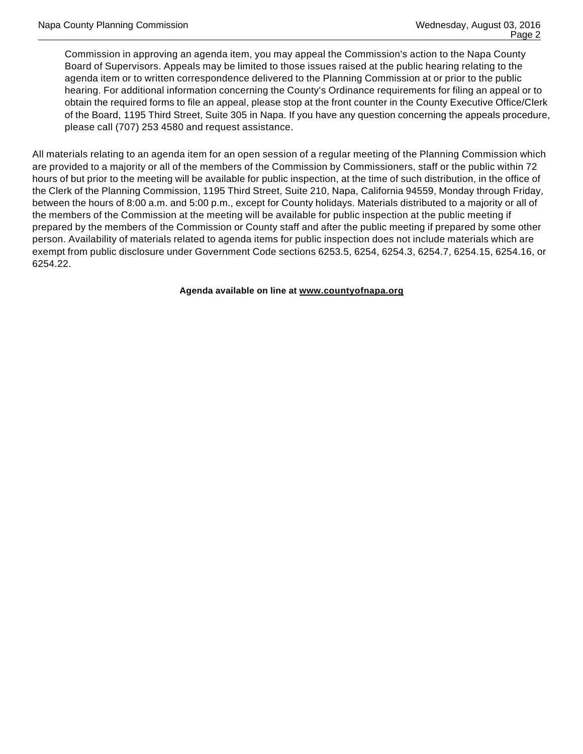Commission in approving an agenda item, you may appeal the Commission's action to the Napa County Board of Supervisors. Appeals may be limited to those issues raised at the public hearing relating to the agenda item or to written correspondence delivered to the Planning Commission at or prior to the public hearing. For additional information concerning the County's Ordinance requirements for filing an appeal or to obtain the required forms to file an appeal, please stop at the front counter in the County Executive Office/Clerk of the Board, 1195 Third Street, Suite 305 in Napa. If you have any question concerning the appeals procedure, please call (707) 253 4580 and request assistance.

All materials relating to an agenda item for an open session of a regular meeting of the Planning Commission which are provided to a majority or all of the members of the Commission by Commissioners, staff or the public within 72 hours of but prior to the meeting will be available for public inspection, at the time of such distribution, in the office of the Clerk of the Planning Commission, 1195 Third Street, Suite 210, Napa, California 94559, Monday through Friday, between the hours of 8:00 a.m. and 5:00 p.m., except for County holidays. Materials distributed to a majority or all of the members of the Commission at the meeting will be available for public inspection at the public meeting if prepared by the members of the Commission or County staff and after the public meeting if prepared by some other person. Availability of materials related to agenda items for public inspection does not include materials which are exempt from public disclosure under Government Code sections 6253.5, 6254, 6254.3, 6254.7, 6254.15, 6254.16, or 6254.22.

**Agenda available on line at www.countyofnapa.org**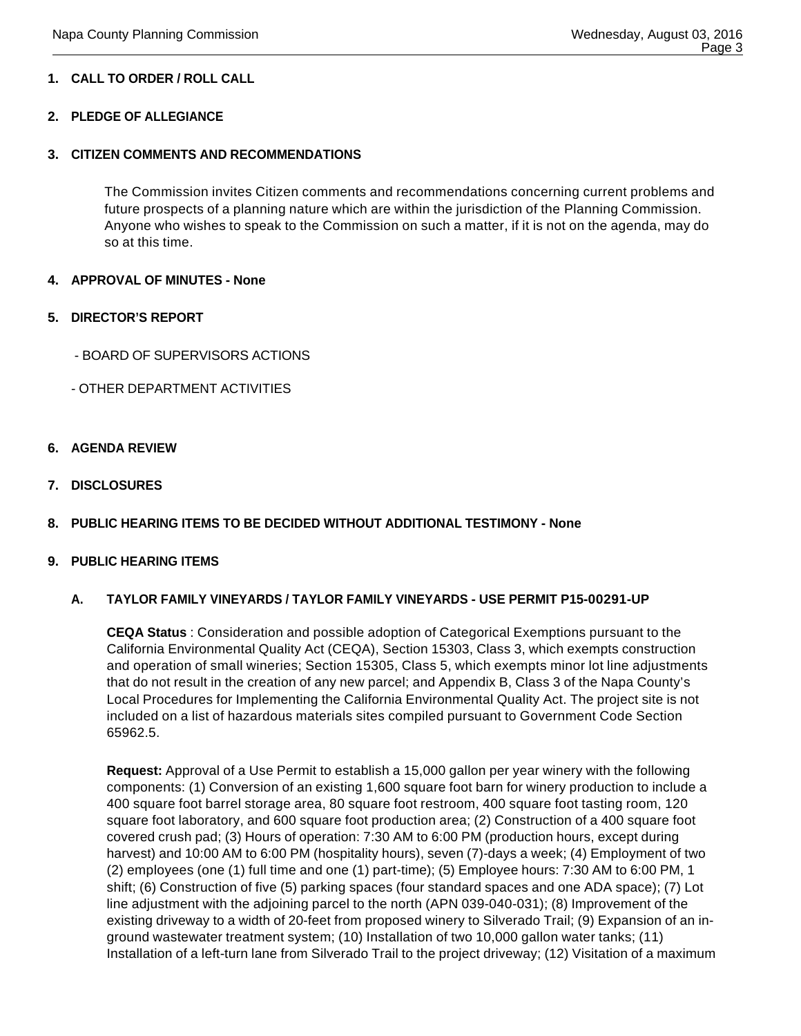**1. CALL TO ORDER / ROLL CALL**

**2. PLEDGE OF ALLEGIANCE**

**3. CITIZEN COMMENTS AND RECOMMENDATIONS**

The Commission invites Citizen comments and recommendations concerning current problems and future prospects of a planning nature which are within the jurisdiction of the Planning Commission. Anyone who wishes to speak to the Commission on such a matter, if it is not on the agenda, may do so at this time.

**4. APPROVAL OF MINUTES - None**

**5. DIRECTOR'S REPORT**

- BOARD OF SUPERVISORS ACTIONS

- OTHER DEPARTMENT ACTIVITIES

**6. AGENDA REVIEW**

**7. DISCLOSURES**

**8. PUBLIC HEARING ITEMS TO BE DECIDED WITHOUT ADDITIONAL TESTIMONY - None**

**9. PUBLIC HEARING ITEMS**

**A. TAYLOR FAMILY VINEYARDS / TAYLOR FAMILY VINEYARDS - USE PERMIT P15-00291-UP**

**CEQA Status** : Consideration and possible adoption of Categorical Exemptions pursuant to the California Environmental Quality Act (CEQA), Section 15303, Class 3, which exempts construction and operation of small wineries; Section 15305, Class 5, which exempts minor lot line adjustments that do not result in the creation of any new parcel; and Appendix B, Class 3 of the Napa County's Local Procedures for Implementing the California Environmental Quality Act. The project site is not included on a list of hazardous materials sites compiled pursuant to Government Code Section 65962.5.

**Request:** Approval of a Use Permit to establish a 15,000 gallon per year winery with the following components: (1) Conversion of an existing 1,600 square foot barn for winery production to include a 400 square foot barrel storage area, 80 square foot restroom, 400 square foot tasting room, 120 square foot laboratory, and 600 square foot production area; (2) Construction of a 400 square foot covered crush pad; (3) Hours of operation: 7:30 AM to 6:00 PM (production hours, except during harvest) and 10:00 AM to 6:00 PM (hospitality hours), seven (7)-days a week; (4) Employment of two (2) employees (one (1) full time and one (1) part-time); (5) Employee hours: 7:30 AM to 6:00 PM, 1 shift; (6) Construction of five (5) parking spaces (four standard spaces and one ADA space); (7) Lot line adjustment with the adjoining parcel to the north (APN 039-040-031); (8) Improvement of the existing driveway to a width of 20-feet from proposed winery to Silverado Trail; (9) Expansion of an in-ground wastewater treatment system; (10) Installation of two 10,000 gallon water tanks; (11) Installation of a left-turn lane from Silverado Trail to the project driveway; (12) Visitation of a maximum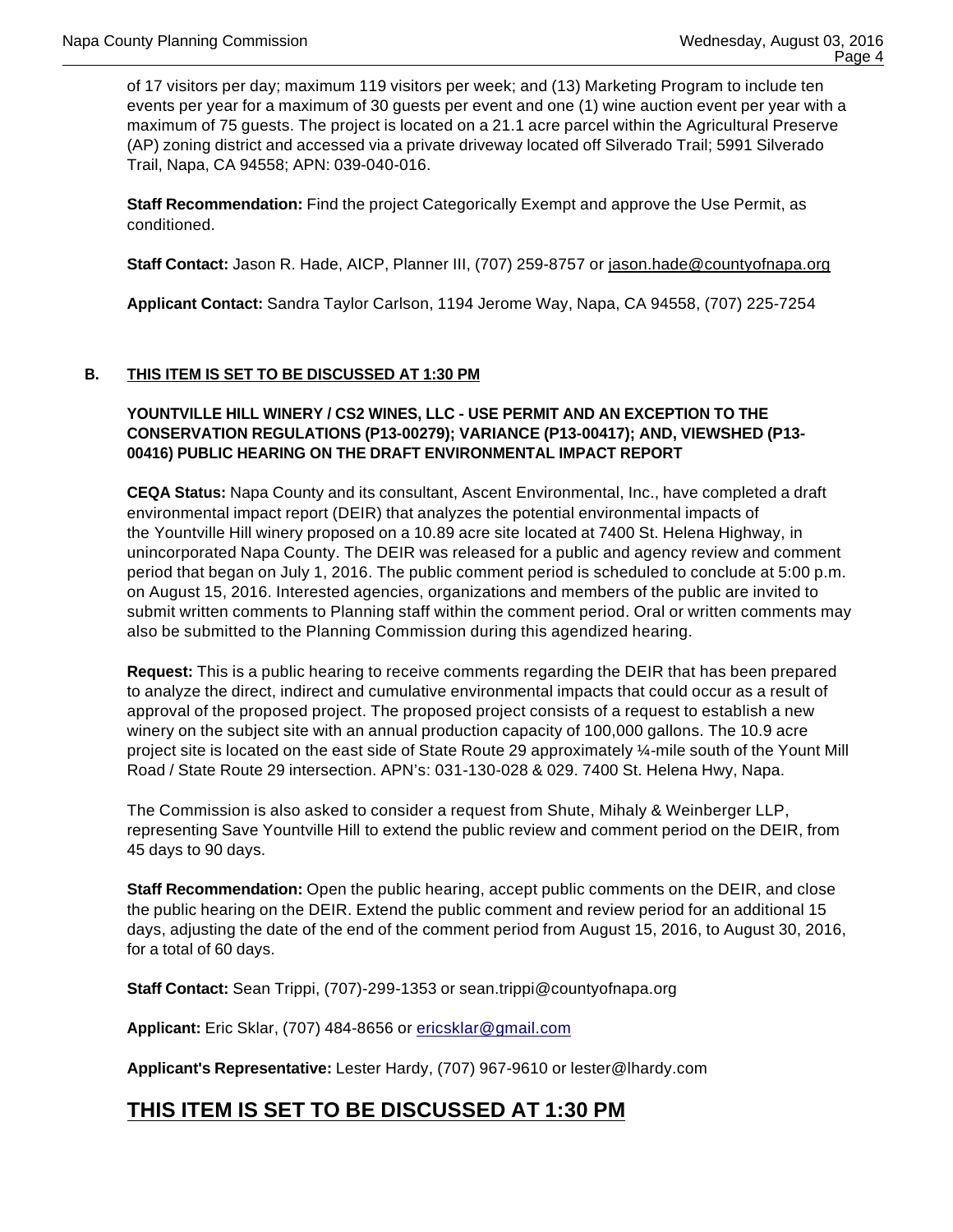of 17 visitors per day; maximum 119 visitors per week; and (13) Marketing Program to include ten events per year for a maximum of 30 guests per event and one (1) wine auction event per year with a maximum of 75 guests. The project is located on a 21.1 acre parcel within the Agricultural Preserve (AP) zoning district and accessed via a private driveway located off Silverado Trail; 5991 Silverado Trail, Napa, CA 94558; APN: 039-040-016.

**Staff Recommendation:** Find the project Categorically Exempt and approve the Use Permit, as conditioned.

**Staff Contact:** Jason R. Hade, AICP, Planner III, (707) 259-8757 or jason.hade@countyofnapa.org

**Applicant Contact:** Sandra Taylor Carlson, 1194 Jerome Way, Napa, CA 94558, (707) 225-7254

**B. THIS ITEM IS SET TO BE DISCUSSED AT 1:30 PM**

**YOUNTVILLE HILL WINERY / CS2 WINES, LLC - USE PERMIT AND AN EXCEPTION TO THE CONSERVATION REGULATIONS (P13-00279); VARIANCE (P13-00417); AND, VIEWSHED (P13-00416) PUBLIC HEARING ON THE DRAFT ENVIRONMENTAL IMPACT REPORT**

**CEQA Status:** Napa County and its consultant, Ascent Environmental, Inc., have completed a draft environmental impact report (DEIR) that analyzes the potential environmental impacts of the Yountville Hill winery proposed on a 10.89 acre site located at 7400 St. Helena Highway, in unincorporated Napa County. The DEIR was released for a public and agency review and comment period that began on July 1, 2016. The public comment period is scheduled to conclude at 5:00 p.m. on August 15, 2016. Interested agencies, organizations and members of the public are invited to submit written comments to Planning staff within the comment period. Oral or written comments may also be submitted to the Planning Commission during this agendized hearing.

**Request:** This is a public hearing to receive comments regarding the DEIR that has been prepared to analyze the direct, indirect and cumulative environmental impacts that could occur as a result of approval of the proposed project. The proposed project consists of a request to establish a new winery on the subject site with an annual production capacity of 100,000 gallons. The 10.9 acre project site is located on the east side of State Route 29 approximately ¼-mile south of the Yount Mill Road / State Route 29 intersection. APN's: 031-130-028 & 029. 7400 St. Helena Hwy, Napa.

The Commission is also asked to consider a request from Shute, Mihaly & Weinberger LLP, representing Save Yountville Hill to extend the public review and comment period on the DEIR, from 45 days to 90 days.

**Staff Recommendation:** Open the public hearing, accept public comments on the DEIR, and close the public hearing on the DEIR. Extend the public comment and review period for an additional 15 days, adjusting the date of the end of the comment period from August 15, 2016, to August 30, 2016, for a total of 60 days.

**Staff Contact:** Sean Trippi, (707)-299-1353 or sean.trippi@countyofnapa.org

**Applicant:** Eric Sklar, (707) 484-8656 or ericsklar@gmail.com

**Applicant's Representative:** Lester Hardy, (707) 967-9610 or lester@lhardy.com

## THIS ITEM IS SET TO BE DISCUSSED AT 1:30 PM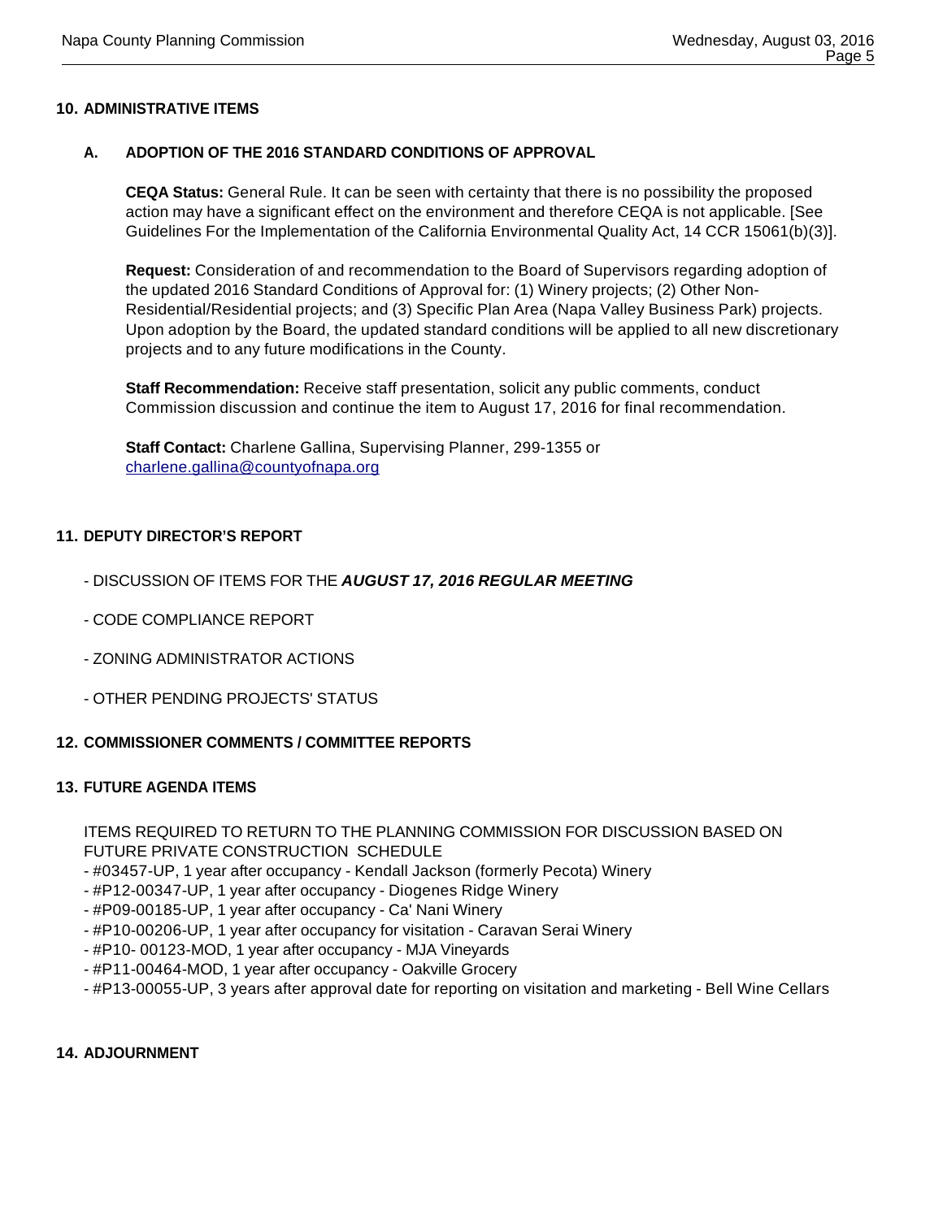## 10. ADMINISTRATIVE ITEMS

### A. ADOPTION OF THE 2016 STANDARD CONDITIONS OF APPROVAL

**CEQA Status:** General Rule. It can be seen with certainty that there is no possibility the proposed action may have a significant effect on the environment and therefore CEQA is not applicable. [See Guidelines For the Implementation of the California Environmental Quality Act, 14 CCR 15061(b)(3)].

**Request:** Consideration of and recommendation to the Board of Supervisors regarding adoption of the updated 2016 Standard Conditions of Approval for: (1) Winery projects; (2) Other Non-Residential/Residential projects; and (3) Specific Plan Area (Napa Valley Business Park) projects. Upon adoption by the Board, the updated standard conditions will be applied to all new discretionary projects and to any future modifications in the County.

**Staff Recommendation:** Receive staff presentation, solicit any public comments, conduct Commission discussion and continue the item to August 17, 2016 for final recommendation.

**Staff Contact:** Charlene Gallina, Supervising Planner, 299-1355 or charlene.gallina@countyofnapa.org

## 11. DEPUTY DIRECTOR'S REPORT

- DISCUSSION OF ITEMS FOR THE ***AUGUST 17, 2016 REGULAR MEETING***
- CODE COMPLIANCE REPORT
- ZONING ADMINISTRATOR ACTIONS
- OTHER PENDING PROJECTS' STATUS

## 12. COMMISSIONER COMMENTS / COMMITTEE REPORTS

## 13. FUTURE AGENDA ITEMS

ITEMS REQUIRED TO RETURN TO THE PLANNING COMMISSION FOR DISCUSSION BASED ON FUTURE PRIVATE CONSTRUCTION SCHEDULE

- #03457-UP, 1 year after occupancy - Kendall Jackson (formerly Pecota) Winery
- #P12-00347-UP, 1 year after occupancy - Diogenes Ridge Winery
- #P09-00185-UP, 1 year after occupancy - Ca' Nani Winery
- #P10-00206-UP, 1 year after occupancy for visitation - Caravan Serai Winery
- #P10- 00123-MOD, 1 year after occupancy - MJA Vineyards
- #P11-00464-MOD, 1 year after occupancy - Oakville Grocery
- #P13-00055-UP, 3 years after approval date for reporting on visitation and marketing - Bell Wine Cellars

## 14. ADJOURNMENT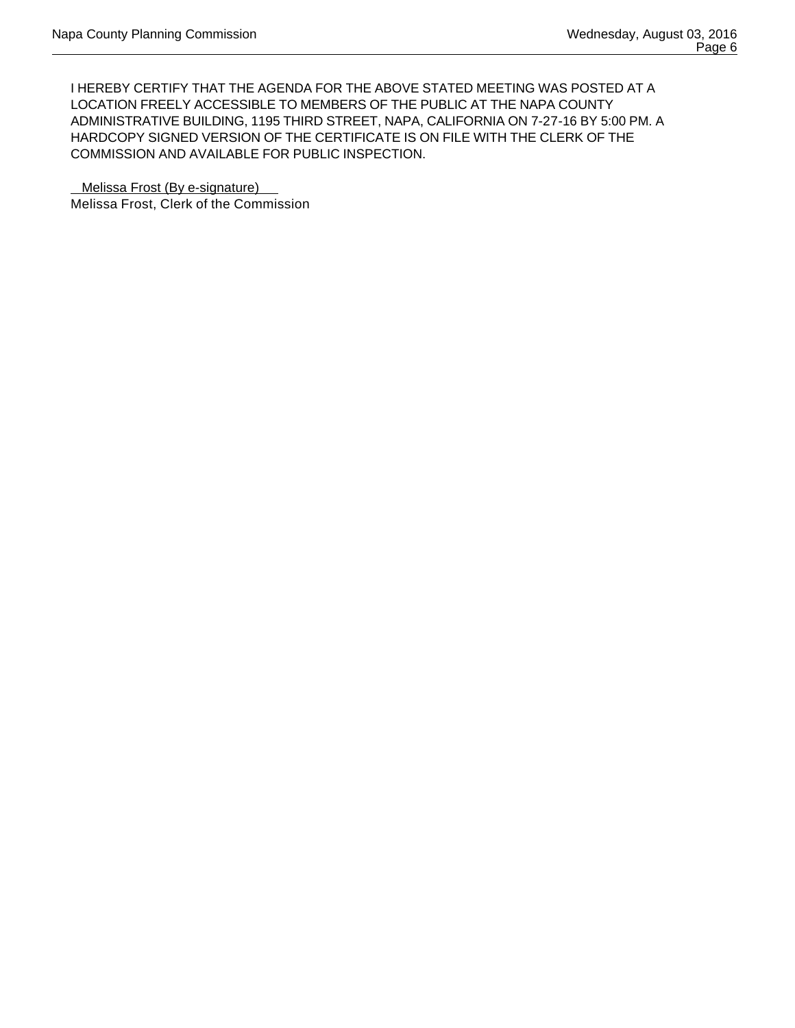I HEREBY CERTIFY THAT THE AGENDA FOR THE ABOVE STATED MEETING WAS POSTED AT A LOCATION FREELY ACCESSIBLE TO MEMBERS OF THE PUBLIC AT THE NAPA COUNTY ADMINISTRATIVE BUILDING, 1195 THIRD STREET, NAPA, CALIFORNIA ON 7-27-16 BY 5:00 PM. A HARDCOPY SIGNED VERSION OF THE CERTIFICATE IS ON FILE WITH THE CLERK OF THE COMMISSION AND AVAILABLE FOR PUBLIC INSPECTION.

Melissa Frost (By e-signature)

Melissa Frost, Clerk of the Commission